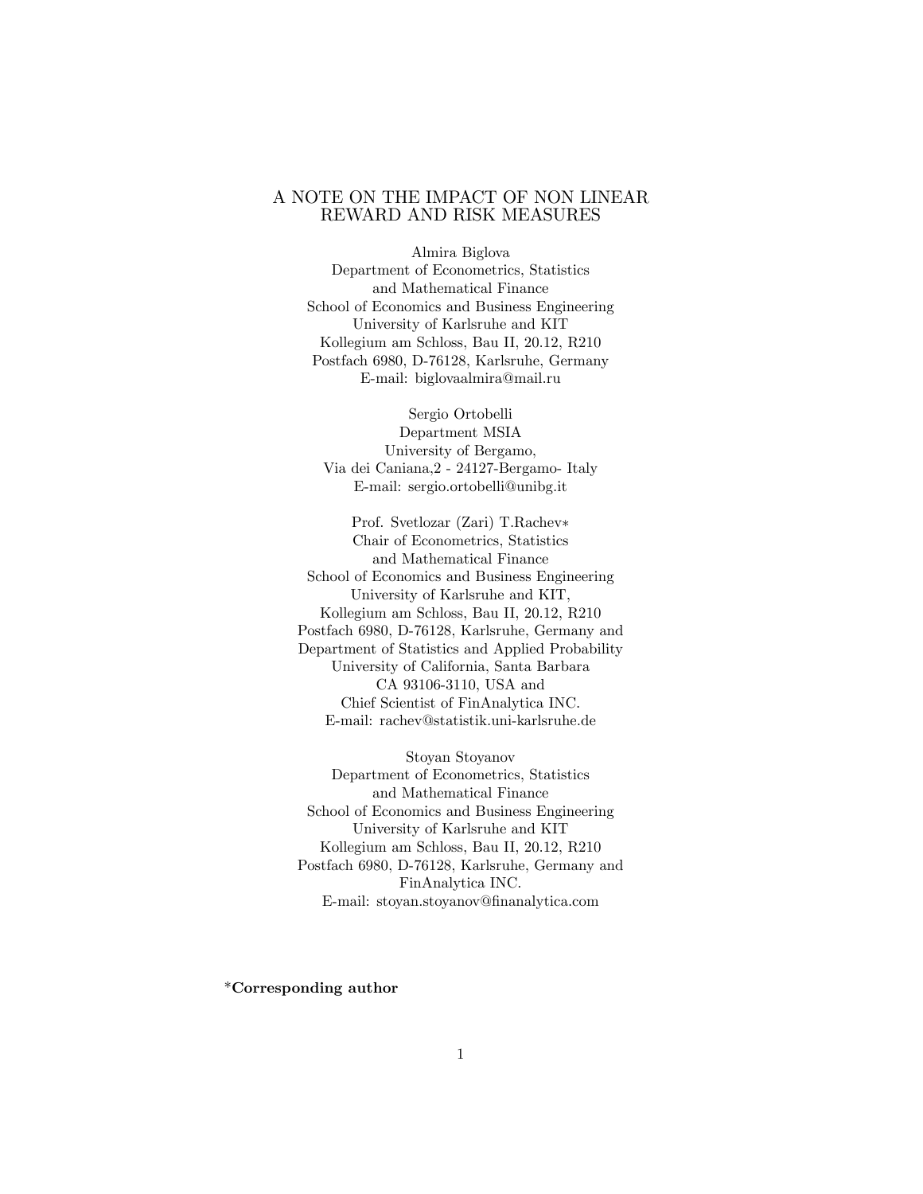# A NOTE ON THE IMPACT OF NON LINEAR REWARD AND RISK MEASURES

Almira Biglova  
Department of Econometrics, Statistics  
and Mathematical Finance  
School of Economics and Business Engineering  
University of Karlsruhe and KIT  
Kollegium am Schloss, Bau II, 20.12, R210  
Postfach 6980, D-76128, Karlsruhe, Germany  
E-mail: biglovaalmira@mail.ru

Sergio Ortobelli  
Department MSIA  
University of Bergamo,  
Via dei Caniana,2 - 24127-Bergamo- Italy  
E-mail: sergio.ortobelli@unibg.it

Prof. Svetlozar (Zari) T.Rachev*  
Chair of Econometrics, Statistics  
and Mathematical Finance  
School of Economics and Business Engineering  
University of Karlsruhe and KIT,  
Kollegium am Schloss, Bau II, 20.12, R210  
Postfach 6980, D-76128, Karlsruhe, Germany and  
Department of Statistics and Applied Probability  
University of California, Santa Barbara  
CA 93106-3110, USA and  
Chief Scientist of FinAnalytica INC.  
E-mail: rachev@statistik.uni-karlsruhe.de

Stoyan Stoyanov  
Department of Econometrics, Statistics  
and Mathematical Finance  
School of Economics and Business Engineering  
University of Karlsruhe and KIT  
Kollegium am Schloss, Bau II, 20.12, R210  
Postfach 6980, D-76128, Karlsruhe, Germany and  
FinAnalytica INC.  
E-mail: stoyan.stoyanov@finanalytica.com

***Corresponding author**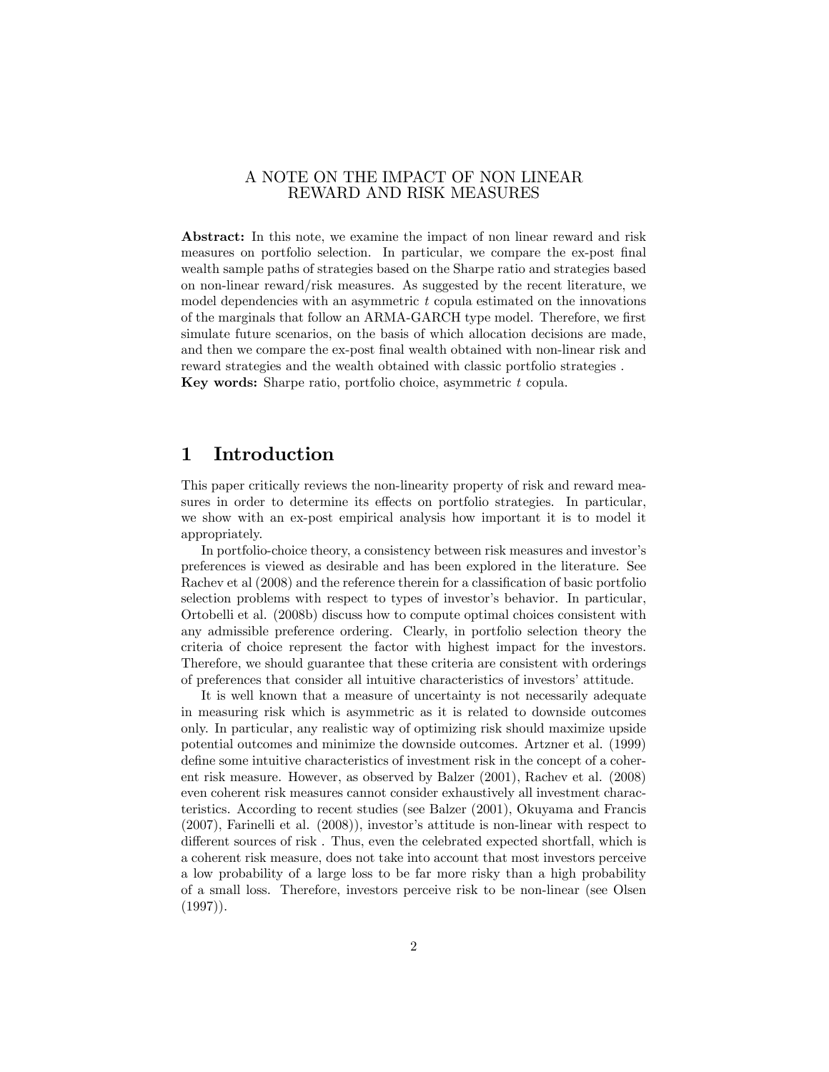# A NOTE ON THE IMPACT OF NON LINEAR REWARD AND RISK MEASURES

**Abstract:** In this note, we examine the impact of non linear reward and risk measures on portfolio selection. In particular, we compare the ex-post final wealth sample paths of strategies based on the Sharpe ratio and strategies based on non-linear reward/risk measures. As suggested by the recent literature, we model dependencies with an asymmetric $t$ copula estimated on the innovations of the marginals that follow an ARMA-GARCH type model. Therefore, we first simulate future scenarios, on the basis of which allocation decisions are made, and then we compare the ex-post final wealth obtained with non-linear risk and reward strategies and the wealth obtained with classic portfolio strategies .
**Key words:** Sharpe ratio, portfolio choice, asymmetric $t$ copula.

## 1 Introduction

This paper critically reviews the non-linearity property of risk and reward measures in order to determine its effects on portfolio strategies. In particular, we show with an ex-post empirical analysis how important it is to model it appropriately.

In portfolio-choice theory, a consistency between risk measures and investor's preferences is viewed as desirable and has been explored in the literature. See Rachev et al (2008) and the reference therein for a classification of basic portfolio selection problems with respect to types of investor's behavior. In particular, Ortobelli et al. (2008b) discuss how to compute optimal choices consistent with any admissible preference ordering. Clearly, in portfolio selection theory the criteria of choice represent the factor with highest impact for the investors. Therefore, we should guarantee that these criteria are consistent with orderings of preferences that consider all intuitive characteristics of investors' attitude.

It is well known that a measure of uncertainty is not necessarily adequate in measuring risk which is asymmetric as it is related to downside outcomes only. In particular, any realistic way of optimizing risk should maximize upside potential outcomes and minimize the downside outcomes. Artzner et al. (1999) define some intuitive characteristics of investment risk in the concept of a coherent risk measure. However, as observed by Balzer (2001), Rachev et al. (2008) even coherent risk measures cannot consider exhaustively all investment characteristics. According to recent studies (see Balzer (2001), Okuyama and Francis (2007), Farinelli et al. (2008)), investor's attitude is non-linear with respect to different sources of risk . Thus, even the celebrated expected shortfall, which is a coherent risk measure, does not take into account that most investors perceive a low probability of a large loss to be far more risky than a high probability of a small loss. Therefore, investors perceive risk to be non-linear (see Olsen (1997)).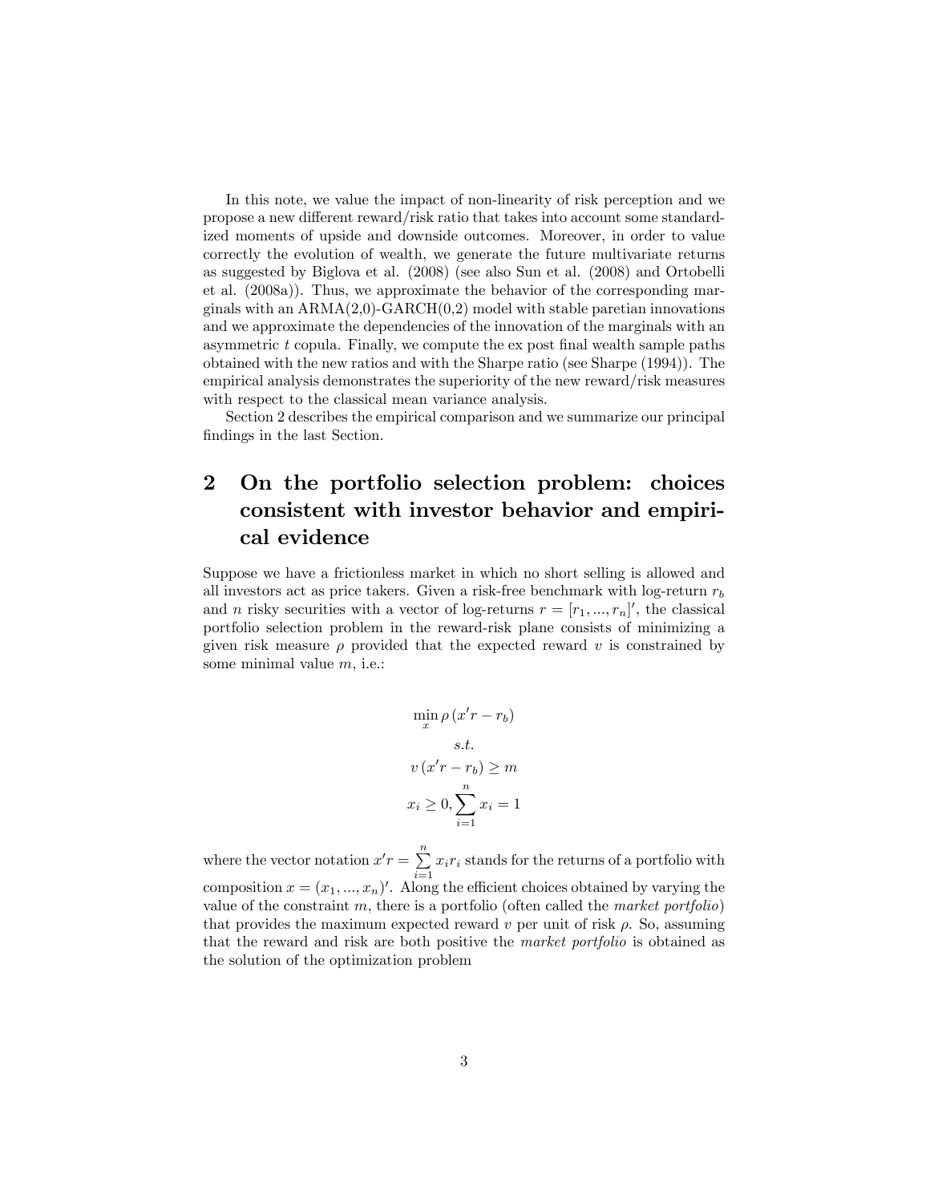In this note, we value the impact of non-linearity of risk perception and we propose a new different reward/risk ratio that takes into account some standardized moments of upside and downside outcomes. Moreover, in order to value correctly the evolution of wealth, we generate the future multivariate returns as suggested by Biglova et al. (2008) (see also Sun et al. (2008) and Ortobelli et al. (2008a)). Thus, we approximate the behavior of the corresponding marginals with an ARMA(2,0)-GARCH(0,2) model with stable paretian innovations and we approximate the dependencies of the innovation of the marginals with an asymmetric $t$ copula. Finally, we compute the ex post final wealth sample paths obtained with the new ratios and with the Sharpe ratio (see Sharpe (1994)). The empirical analysis demonstrates the superiority of the new reward/risk measures with respect to the classical mean variance analysis.

Section 2 describes the empirical comparison and we summarize our principal findings in the last Section.

# 2 On the portfolio selection problem: choices consistent with investor behavior and empirical evidence

Suppose we have a frictionless market in which no short selling is allowed and all investors act as price takers. Given a risk-free benchmark with log-return $r_b$ and $n$ risky securities with a vector of log-returns $r = [r_1, ..., r_n]'$, the classical portfolio selection problem in the reward-risk plane consists of minimizing a given risk measure $\rho$ provided that the expected reward $v$ is constrained by some minimal value $m$, i.e.:

$$\min_x \rho\left(x'r - r_b\right)$$
$$s.t.$$
$$v\left(x'r - r_b\right) \geq m$$
$$x_i \geq 0, \sum_{i=1}^{n} x_i = 1$$

where the vector notation $x'r = \sum_{i=1}^{n} x_i r_i$ stands for the returns of a portfolio with composition $x = (x_1, ..., x_n)'$. Along the efficient choices obtained by varying the value of the constraint $m$, there is a portfolio (often called the *market portfolio*) that provides the maximum expected reward $v$ per unit of risk $\rho$. So, assuming that the reward and risk are both positive the *market portfolio* is obtained as the solution of the optimization problem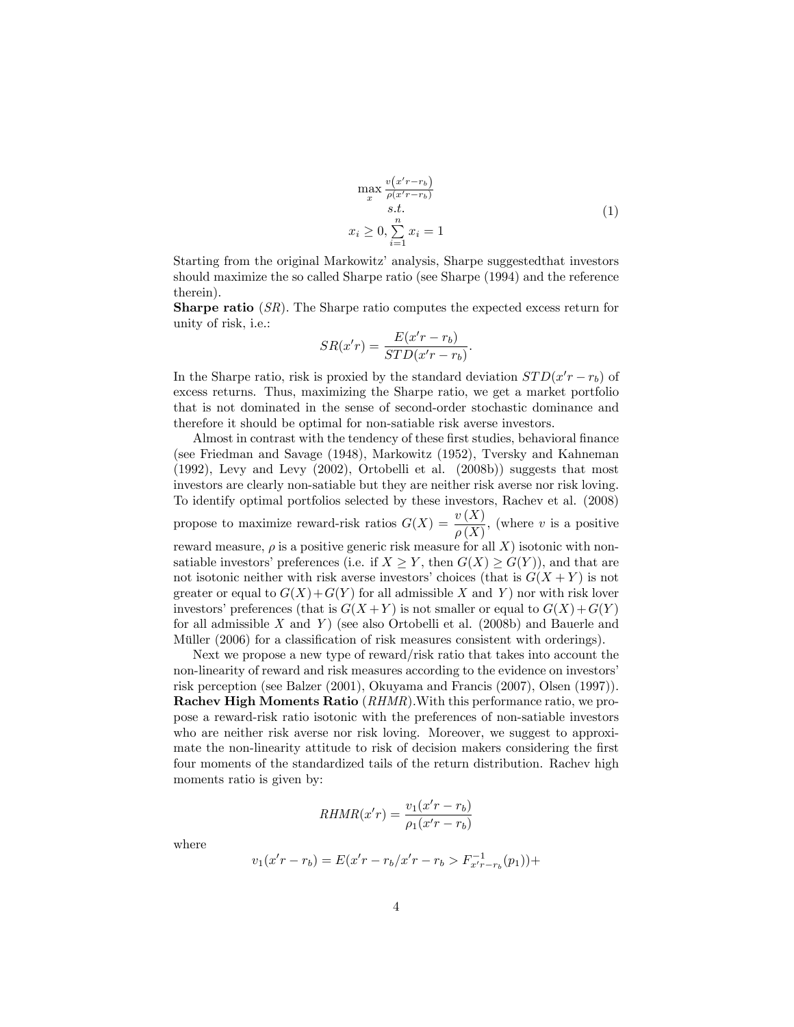$$\max_x \frac{v\left(x'r-r_b\right)}{\rho\left(x'r-r_b\right)} \quad s.t. \quad x_i \geq 0, \sum_{i=1}^{n} x_i = 1 \tag{1}$$

Starting from the original Markowitz' analysis, Sharpe suggestedthat investors should maximize the so called Sharpe ratio (see Sharpe (1994) and the reference therein).

**Sharpe ratio** ($SR$). The Sharpe ratio computes the expected excess return for unity of risk, i.e.:

$$SR(x'r) = \frac{E(x'r - r_b)}{STD(x'r - r_b)}.$$

In the Sharpe ratio, risk is proxied by the standard deviation $STD(x'r - r_b)$ of excess returns. Thus, maximizing the Sharpe ratio, we get a market portfolio that is not dominated in the sense of second-order stochastic dominance and therefore it should be optimal for non-satiable risk averse investors.

Almost in contrast with the tendency of these first studies, behavioral finance (see Friedman and Savage (1948), Markowitz (1952), Tversky and Kahneman (1992), Levy and Levy (2002), Ortobelli et al. (2008b)) suggests that most investors are clearly non-satiable but they are neither risk averse nor risk loving. To identify optimal portfolios selected by these investors, Rachev et al. (2008) propose to maximize reward-risk ratios $G(X) = \dfrac{v(X)}{\rho(X)}$, (where $v$ is a positive reward measure, $\rho$ is a positive generic risk measure for all $X$) isotonic with non-satiable investors' preferences (i.e. if $X \geq Y$, then $G(X) \geq G(Y)$), and that are not isotonic neither with risk averse investors' choices (that is $G(X+Y)$ is not greater or equal to $G(X)+G(Y)$ for all admissible $X$ and $Y$) nor with risk lover investors' preferences (that is $G(X+Y)$ is not smaller or equal to $G(X)+G(Y)$ for all admissible $X$ and $Y$) (see also Ortobelli et al. (2008b) and Bauerle and Müller (2006) for a classification of risk measures consistent with orderings).

Next we propose a new type of reward/risk ratio that takes into account the non-linearity of reward and risk measures according to the evidence on investors' risk perception (see Balzer (2001), Okuyama and Francis (2007), Olsen (1997)).

**Rachev High Moments Ratio** ($RHMR$).With this performance ratio, we propose a reward-risk ratio isotonic with the preferences of non-satiable investors who are neither risk averse nor risk loving. Moreover, we suggest to approximate the non-linearity attitude to risk of decision makers considering the first four moments of the standardized tails of the return distribution. Rachev high moments ratio is given by:

$$RHMR(x'r) = \frac{v_1(x'r - r_b)}{\rho_1(x'r - r_b)}$$

where

$$v_1(x'r - r_b) = E(x'r - r_b / x'r - r_b > F^{-1}_{x'r-r_b}(p_1)) +$$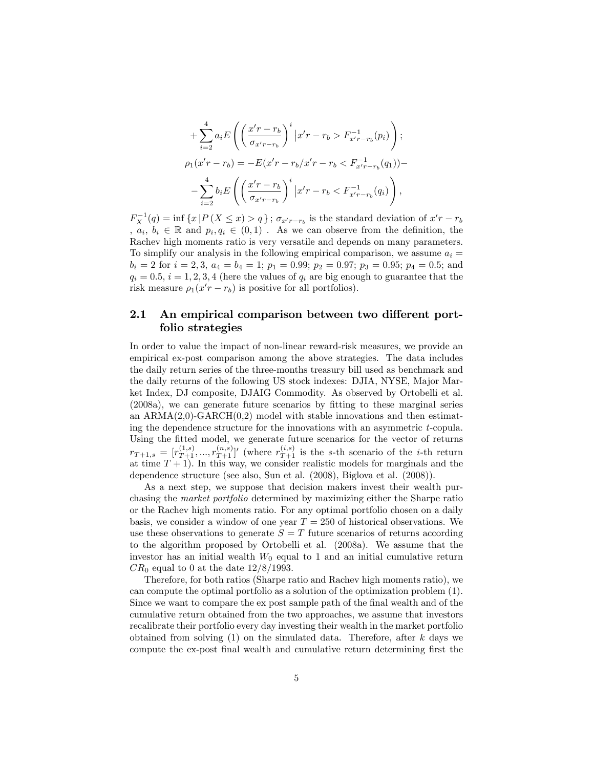$$+\sum_{i=2}^{4} a_i E\left(\left(\frac{x'r - r_b}{\sigma_{x'r-r_b}}\right)^i \left| x'r - r_b > F_{x'r-r_b}^{-1}(p_i)\right.\right);$$

$$\rho_1(x'r - r_b) = -E(x'r - r_b / x'r - r_b < F_{x'r-r_b}^{-1}(q_1)) -$$

$$-\sum_{i=2}^{4} b_i E\left(\left(\frac{x'r - r_b}{\sigma_{x'r-r_b}}\right)^i \left| x'r - r_b < F_{x'r-r_b}^{-1}(q_i)\right.\right),$$

$F_X^{-1}(q) = \inf\{x \,|P(X \leq x) > q\}$; $\sigma_{x'r-r_b}$ is the standard deviation of $x'r - r_b$ , $a_i$, $b_i \in \mathbb{R}$ and $p_i, q_i \in (0,1)$ . As we can observe from the definition, the Rachev high moments ratio is very versatile and depends on many parameters. To simplify our analysis in the following empirical comparison, we assume $a_i = b_i = 2$ for $i = 2, 3$, $a_4 = b_4 = 1$; $p_1 = 0.99$; $p_2 = 0.97$; $p_3 = 0.95$; $p_4 = 0.5$; and $q_i = 0.5$, $i = 1, 2, 3, 4$ (here the values of $q_i$ are big enough to guarantee that the risk measure $\rho_1(x'r - r_b)$ is positive for all portfolios).

## 2.1 An empirical comparison between two different portfolio strategies

In order to value the impact of non-linear reward-risk measures, we provide an empirical ex-post comparison among the above strategies. The data includes the daily return series of the three-months treasury bill used as benchmark and the daily returns of the following US stock indexes: DJIA, NYSE, Major Market Index, DJ composite, DJAIG Commodity. As observed by Ortobelli et al. (2008a), we can generate future scenarios by fitting to these marginal series an ARMA(2,0)-GARCH(0,2) model with stable innovations and then estimating the dependence structure for the innovations with an asymmetric $t$-copula. Using the fitted model, we generate future scenarios for the vector of returns $r_{T+1,s} = [r_{T+1}^{(1,s)}, ..., r_{T+1}^{(n,s)}]'$ (where $r_{T+1}^{(i,s)}$ is the $s$-th scenario of the $i$-th return at time $T + 1$). In this way, we consider realistic models for marginals and the dependence structure (see also, Sun et al. (2008), Biglova et al. (2008)).

As a next step, we suppose that decision makers invest their wealth purchasing the *market portfolio* determined by maximizing either the Sharpe ratio or the Rachev high moments ratio. For any optimal portfolio chosen on a daily basis, we consider a window of one year $T = 250$ of historical observations. We use these observations to generate $S = T$ future scenarios of returns according to the algorithm proposed by Ortobelli et al. (2008a). We assume that the investor has an initial wealth $W_0$ equal to 1 and an initial cumulative return $CR_0$ equal to 0 at the date 12/8/1993.

Therefore, for both ratios (Sharpe ratio and Rachev high moments ratio), we can compute the optimal portfolio as a solution of the optimization problem (1). Since we want to compare the ex post sample path of the final wealth and of the cumulative return obtained from the two approaches, we assume that investors recalibrate their portfolio every day investing their wealth in the market portfolio obtained from solving (1) on the simulated data. Therefore, after $k$ days we compute the ex-post final wealth and cumulative return determining first the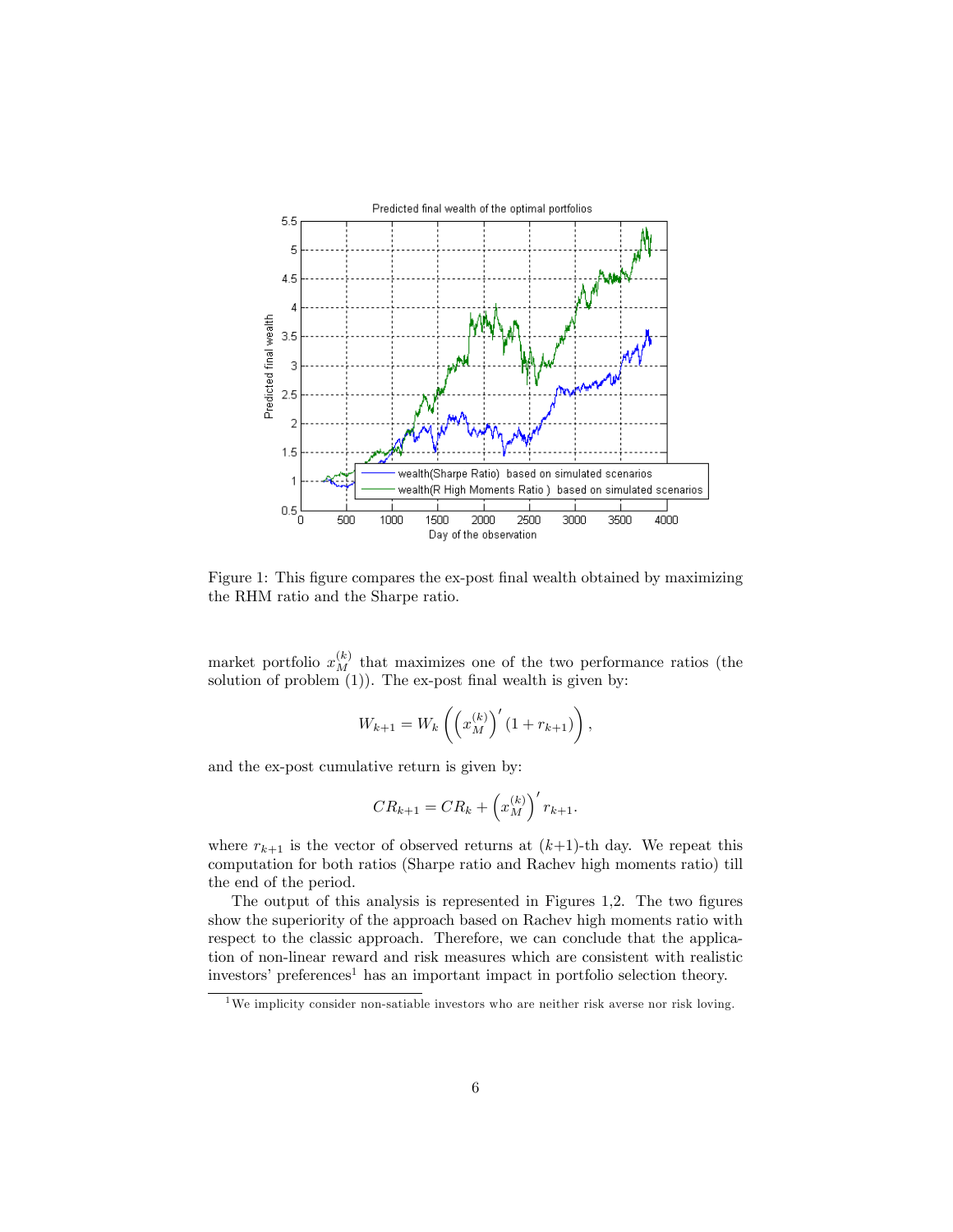Figure 1: This figure compares the ex-post final wealth obtained by maximizing the RHM ratio and the Sharpe ratio.

market portfolio $x_M^{(k)}$ that maximizes one of the two performance ratios (the solution of problem (1)). The ex-post final wealth is given by:

$$W_{k+1} = W_k \left( \left( x_M^{(k)} \right)' (1 + r_{k+1}) \right),$$

and the ex-post cumulative return is given by:

$$CR_{k+1} = CR_k + \left( x_M^{(k)} \right)' r_{k+1}.$$

where $r_{k+1}$ is the vector of observed returns at $(k+1)$-th day. We repeat this computation for both ratios (Sharpe ratio and Rachev high moments ratio) till the end of the period.

The output of this analysis is represented in Figures 1,2. The two figures show the superiority of the approach based on Rachev high moments ratio with respect to the classic approach. Therefore, we can conclude that the application of non-linear reward and risk measures which are consistent with realistic investors' preferences[1] has an important impact in portfolio selection theory.

[1] We implicity consider non-satiable investors who are neither risk averse nor risk loving.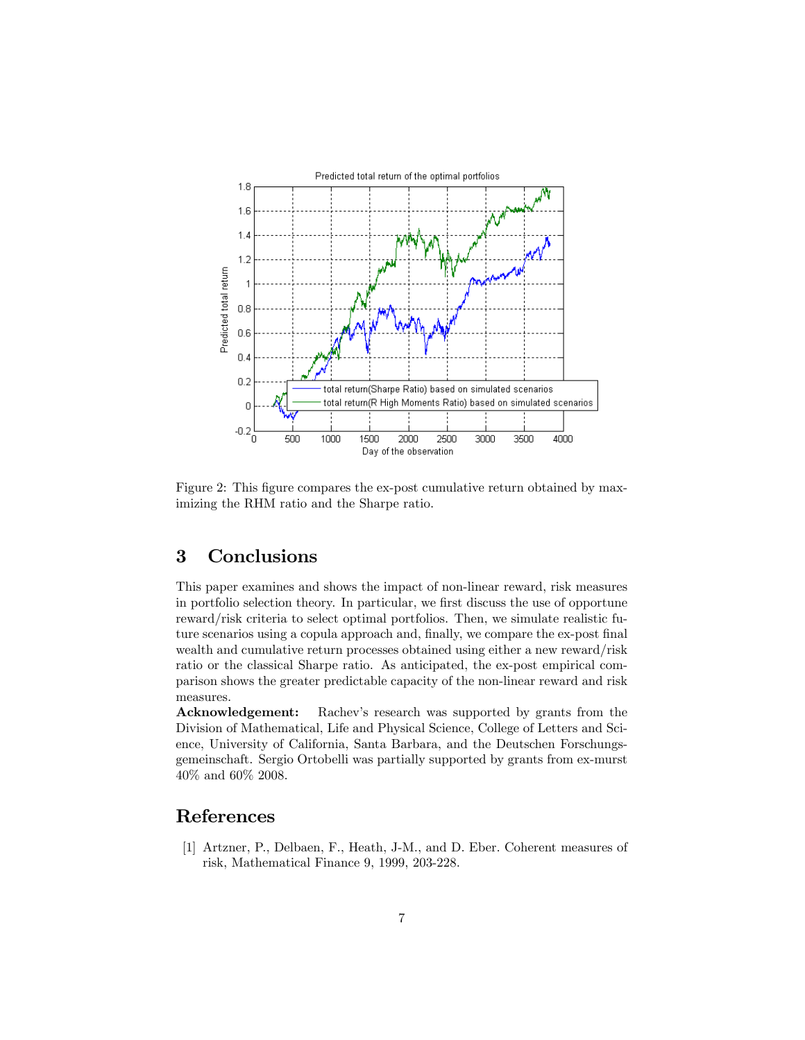Figure 2: This figure compares the ex-post cumulative return obtained by maximizing the RHM ratio and the Sharpe ratio.

## 3 Conclusions

This paper examines and shows the impact of non-linear reward, risk measures in portfolio selection theory. In particular, we first discuss the use of opportune reward/risk criteria to select optimal portfolios. Then, we simulate realistic future scenarios using a copula approach and, finally, we compare the ex-post final wealth and cumulative return processes obtained using either a new reward/risk ratio or the classical Sharpe ratio. As anticipated, the ex-post empirical comparison shows the greater predictable capacity of the non-linear reward and risk measures.

**Acknowledgement:** Rachev's research was supported by grants from the Division of Mathematical, Life and Physical Science, College of Letters and Science, University of California, Santa Barbara, and the Deutschen Forschungsgemeinschaft. Sergio Ortobelli was partially supported by grants from ex-murst 40% and 60% 2008.

## References

[1] Artzner, P., Delbaen, F., Heath, J-M., and D. Eber. Coherent measures of risk, Mathematical Finance 9, 1999, 203-228.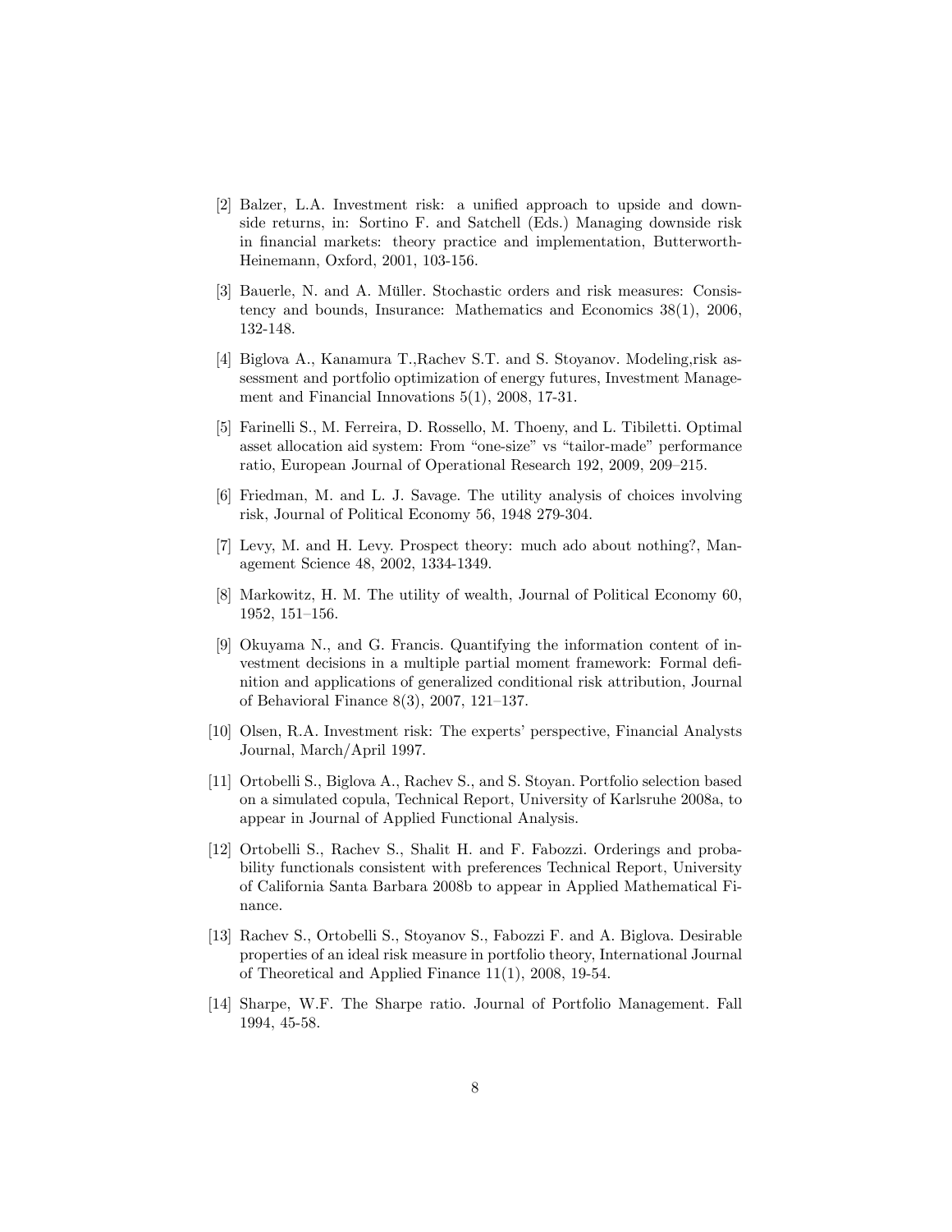[2] Balzer, L.A. Investment risk: a unified approach to upside and downside returns, in: Sortino F. and Satchell (Eds.) Managing downside risk in financial markets: theory practice and implementation, Butterworth-Heinemann, Oxford, 2001, 103-156.

[3] Bauerle, N. and A. Müller. Stochastic orders and risk measures: Consistency and bounds, Insurance: Mathematics and Economics 38(1), 2006, 132-148.

[4] Biglova A., Kanamura T.,Rachev S.T. and S. Stoyanov. Modeling,risk assessment and portfolio optimization of energy futures, Investment Management and Financial Innovations 5(1), 2008, 17-31.

[5] Farinelli S., M. Ferreira, D. Rossello, M. Thoeny, and L. Tibiletti. Optimal asset allocation aid system: From "one-size" vs "tailor-made" performance ratio, European Journal of Operational Research 192, 2009, 209–215.

[6] Friedman, M. and L. J. Savage. The utility analysis of choices involving risk, Journal of Political Economy 56, 1948 279-304.

[7] Levy, M. and H. Levy. Prospect theory: much ado about nothing?, Management Science 48, 2002, 1334-1349.

[8] Markowitz, H. M. The utility of wealth, Journal of Political Economy 60, 1952, 151–156.

[9] Okuyama N., and G. Francis. Quantifying the information content of investment decisions in a multiple partial moment framework: Formal definition and applications of generalized conditional risk attribution, Journal of Behavioral Finance 8(3), 2007, 121–137.

[10] Olsen, R.A. Investment risk: The experts' perspective, Financial Analysts Journal, March/April 1997.

[11] Ortobelli S., Biglova A., Rachev S., and S. Stoyan. Portfolio selection based on a simulated copula, Technical Report, University of Karlsruhe 2008a, to appear in Journal of Applied Functional Analysis.

[12] Ortobelli S., Rachev S., Shalit H. and F. Fabozzi. Orderings and probability functionals consistent with preferences Technical Report, University of California Santa Barbara 2008b to appear in Applied Mathematical Finance.

[13] Rachev S., Ortobelli S., Stoyanov S., Fabozzi F. and A. Biglova. Desirable properties of an ideal risk measure in portfolio theory, International Journal of Theoretical and Applied Finance 11(1), 2008, 19-54.

[14] Sharpe, W.F. The Sharpe ratio. Journal of Portfolio Management. Fall 1994, 45-58.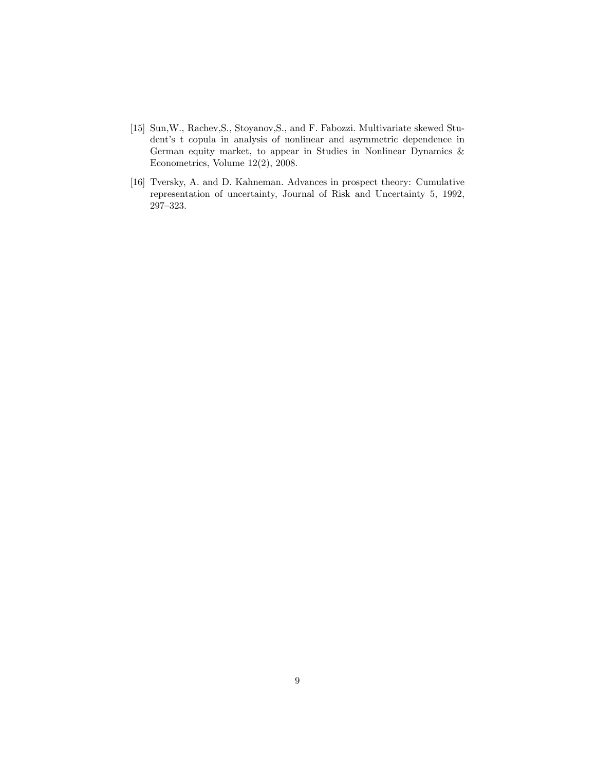[15] Sun,W., Rachev,S., Stoyanov,S., and F. Fabozzi. Multivariate skewed Student's t copula in analysis of nonlinear and asymmetric dependence in German equity market, to appear in Studies in Nonlinear Dynamics & Econometrics, Volume 12(2), 2008.

[16] Tversky, A. and D. Kahneman. Advances in prospect theory: Cumulative representation of uncertainty, Journal of Risk and Uncertainty 5, 1992, 297–323.